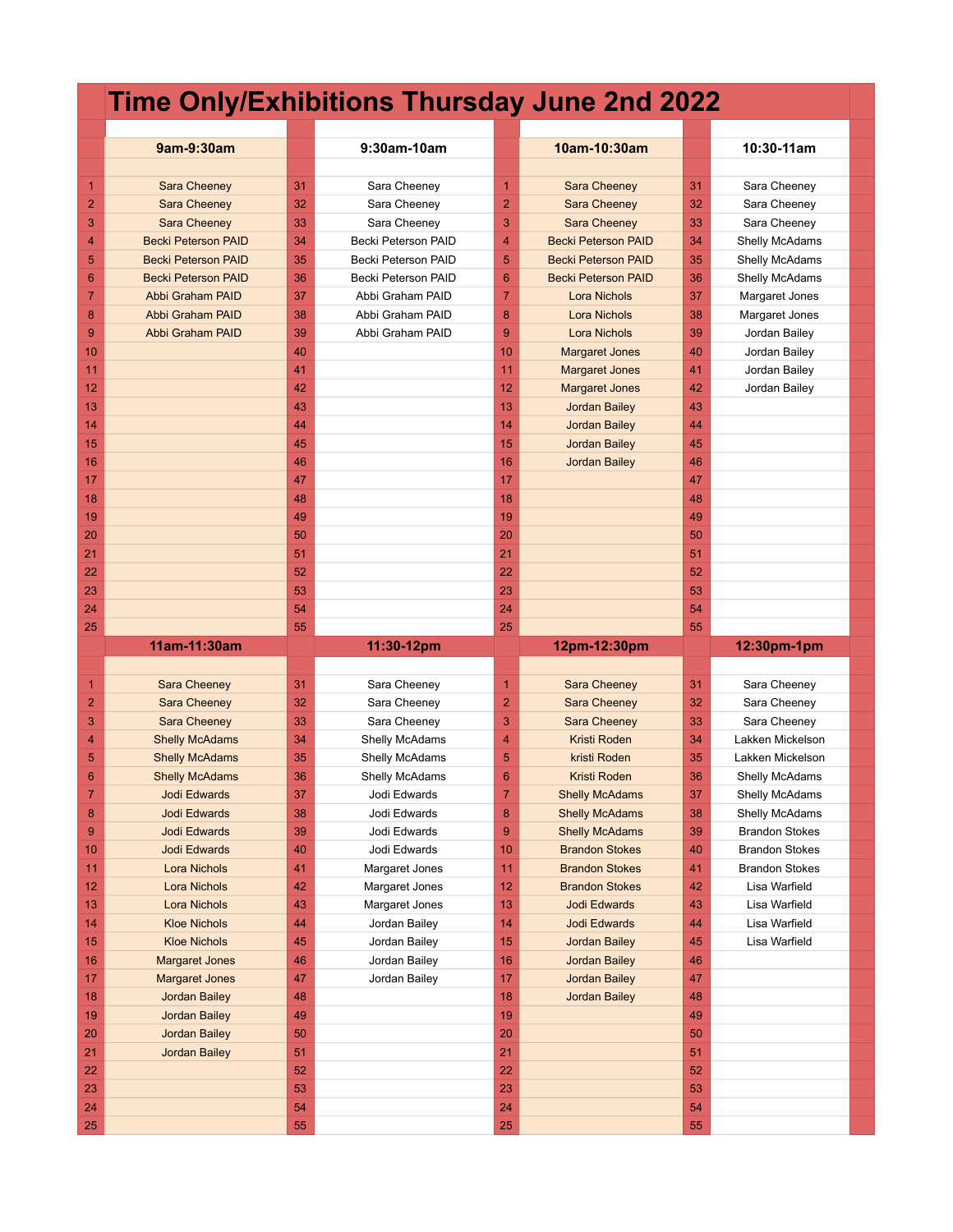# Time Only/Exhibitions Thursday June 2nd 2022

| | 9am-9:30am | | 9:30am-10am | | 10am-10:30am | | 10:30-11am |
|---|---|---|---|---|---|---|---|
| 1 | Sara Cheeney | 31 | Sara Cheeney | 1 | Sara Cheeney | 31 | Sara Cheeney |
| 2 | Sara Cheeney | 32 | Sara Cheeney | 2 | Sara Cheeney | 32 | Sara Cheeney |
| 3 | Sara Cheeney | 33 | Sara Cheeney | 3 | Sara Cheeney | 33 | Sara Cheeney |
| 4 | Becki Peterson PAID | 34 | Becki Peterson PAID | 4 | Becki Peterson PAID | 34 | Shelly McAdams |
| 5 | Becki Peterson PAID | 35 | Becki Peterson PAID | 5 | Becki Peterson PAID | 35 | Shelly McAdams |
| 6 | Becki Peterson PAID | 36 | Becki Peterson PAID | 6 | Becki Peterson PAID | 36 | Shelly McAdams |
| 7 | Abbi Graham PAID | 37 | Abbi Graham PAID | 7 | Lora Nichols | 37 | Margaret Jones |
| 8 | Abbi Graham PAID | 38 | Abbi Graham PAID | 8 | Lora Nichols | 38 | Margaret Jones |
| 9 | Abbi Graham PAID | 39 | Abbi Graham PAID | 9 | Lora Nichols | 39 | Jordan Bailey |
| 10 | | 40 | | 10 | Margaret Jones | 40 | Jordan Bailey |
| 11 | | 41 | | 11 | Margaret Jones | 41 | Jordan Bailey |
| 12 | | 42 | | 12 | Margaret Jones | 42 | Jordan Bailey |
| 13 | | 43 | | 13 | Jordan Bailey | 43 | |
| 14 | | 44 | | 14 | Jordan Bailey | 44 | |
| 15 | | 45 | | 15 | Jordan Bailey | 45 | |
| 16 | | 46 | | 16 | Jordan Bailey | 46 | |
| 17 | | 47 | | 17 | | 47 | |
| 18 | | 48 | | 18 | | 48 | |
| 19 | | 49 | | 19 | | 49 | |
| 20 | | 50 | | 20 | | 50 | |
| 21 | | 51 | | 21 | | 51 | |
| 22 | | 52 | | 22 | | 52 | |
| 23 | | 53 | | 23 | | 53 | |
| 24 | | 54 | | 24 | | 54 | |
| 25 | | 55 | | 25 | | 55 | |

| | 11am-11:30am | | 11:30-12pm | | 12pm-12:30pm | | 12:30pm-1pm |
|---|---|---|---|---|---|---|---|
| 1 | Sara Cheeney | 31 | Sara Cheeney | 1 | Sara Cheeney | 31 | Sara Cheeney |
| 2 | Sara Cheeney | 32 | Sara Cheeney | 2 | Sara Cheeney | 32 | Sara Cheeney |
| 3 | Sara Cheeney | 33 | Sara Cheeney | 3 | Sara Cheeney | 33 | Sara Cheeney |
| 4 | Shelly McAdams | 34 | Shelly McAdams | 4 | Kristi Roden | 34 | Lakken Mickelson |
| 5 | Shelly McAdams | 35 | Shelly McAdams | 5 | kristi Roden | 35 | Lakken Mickelson |
| 6 | Shelly McAdams | 36 | Shelly McAdams | 6 | Kristi Roden | 36 | Shelly McAdams |
| 7 | Jodi Edwards | 37 | Jodi Edwards | 7 | Shelly McAdams | 37 | Shelly McAdams |
| 8 | Jodi Edwards | 38 | Jodi Edwards | 8 | Shelly McAdams | 38 | Shelly McAdams |
| 9 | Jodi Edwards | 39 | Jodi Edwards | 9 | Shelly McAdams | 39 | Brandon Stokes |
| 10 | Jodi Edwards | 40 | Jodi Edwards | 10 | Brandon Stokes | 40 | Brandon Stokes |
| 11 | Lora Nichols | 41 | Margaret Jones | 11 | Brandon Stokes | 41 | Brandon Stokes |
| 12 | Lora Nichols | 42 | Margaret Jones | 12 | Brandon Stokes | 42 | Lisa Warfield |
| 13 | Lora Nichols | 43 | Margaret Jones | 13 | Jodi Edwards | 43 | Lisa Warfield |
| 14 | Kloe Nichols | 44 | Jordan Bailey | 14 | Jodi Edwards | 44 | Lisa Warfield |
| 15 | Kloe Nichols | 45 | Jordan Bailey | 15 | Jordan Bailey | 45 | Lisa Warfield |
| 16 | Margaret Jones | 46 | Jordan Bailey | 16 | Jordan Bailey | 46 | |
| 17 | Margaret Jones | 47 | Jordan Bailey | 17 | Jordan Bailey | 47 | |
| 18 | Jordan Bailey | 48 | | 18 | Jordan Bailey | 48 | |
| 19 | Jordan Bailey | 49 | | 19 | | 49 | |
| 20 | Jordan Bailey | 50 | | 20 | | 50 | |
| 21 | Jordan Bailey | 51 | | 21 | | 51 | |
| 22 | | 52 | | 22 | | 52 | |
| 23 | | 53 | | 23 | | 53 | |
| 24 | | 54 | | 24 | | 54 | |
| 25 | | 55 | | 25 | | 55 | |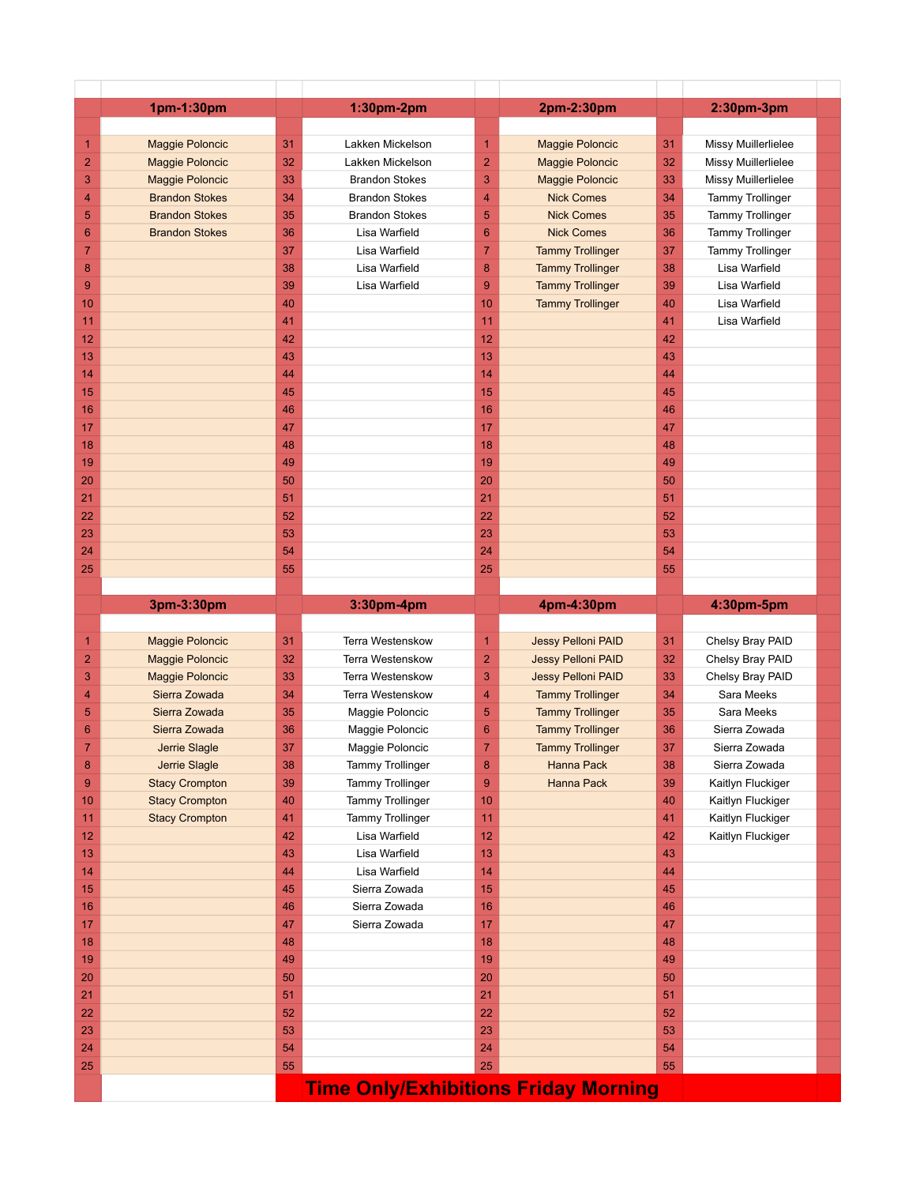| | 1pm-1:30pm | | 1:30pm-2pm | | 2pm-2:30pm | | 2:30pm-3pm |
|---|---|---|---|---|---|---|---|
| 1 | Maggie Poloncic | 31 | Lakken Mickelson | 1 | Maggie Poloncic | 31 | Missy Muillerlielee |
| 2 | Maggie Poloncic | 32 | Lakken Mickelson | 2 | Maggie Poloncic | 32 | Missy Muillerlielee |
| 3 | Maggie Poloncic | 33 | Brandon Stokes | 3 | Maggie Poloncic | 33 | Missy Muillerlielee |
| 4 | Brandon Stokes | 34 | Brandon Stokes | 4 | Nick Comes | 34 | Tammy Trollinger |
| 5 | Brandon Stokes | 35 | Brandon Stokes | 5 | Nick Comes | 35 | Tammy Trollinger |
| 6 | Brandon Stokes | 36 | Lisa Warfield | 6 | Nick Comes | 36 | Tammy Trollinger |
| 7 | | 37 | Lisa Warfield | 7 | Tammy Trollinger | 37 | Tammy Trollinger |
| 8 | | 38 | Lisa Warfield | 8 | Tammy Trollinger | 38 | Lisa Warfield |
| 9 | | 39 | Lisa Warfield | 9 | Tammy Trollinger | 39 | Lisa Warfield |
| 10 | | 40 | | 10 | Tammy Trollinger | 40 | Lisa Warfield |
| 11 | | 41 | | 11 | | 41 | Lisa Warfield |
| 12 | | 42 | | 12 | | 42 | |
| 13 | | 43 | | 13 | | 43 | |
| 14 | | 44 | | 14 | | 44 | |
| 15 | | 45 | | 15 | | 45 | |
| 16 | | 46 | | 16 | | 46 | |
| 17 | | 47 | | 17 | | 47 | |
| 18 | | 48 | | 18 | | 48 | |
| 19 | | 49 | | 19 | | 49 | |
| 20 | | 50 | | 20 | | 50 | |
| 21 | | 51 | | 21 | | 51 | |
| 22 | | 52 | | 22 | | 52 | |
| 23 | | 53 | | 23 | | 53 | |
| 24 | | 54 | | 24 | | 54 | |
| 25 | | 55 | | 25 | | 55 | |

| | 3pm-3:30pm | | 3:30pm-4pm | | 4pm-4:30pm | | 4:30pm-5pm |
|---|---|---|---|---|---|---|---|
| 1 | Maggie Poloncic | 31 | Terra Westenskow | 1 | Jessy Pelloni PAID | 31 | Chelsy Bray PAID |
| 2 | Maggie Poloncic | 32 | Terra Westenskow | 2 | Jessy Pelloni PAID | 32 | Chelsy Bray PAID |
| 3 | Maggie Poloncic | 33 | Terra Westenskow | 3 | Jessy Pelloni PAID | 33 | Chelsy Bray PAID |
| 4 | Sierra Zowada | 34 | Terra Westenskow | 4 | Tammy Trollinger | 34 | Sara Meeks |
| 5 | Sierra Zowada | 35 | Maggie Poloncic | 5 | Tammy Trollinger | 35 | Sara Meeks |
| 6 | Sierra Zowada | 36 | Maggie Poloncic | 6 | Tammy Trollinger | 36 | Sierra Zowada |
| 7 | Jerrie Slagle | 37 | Maggie Poloncic | 7 | Tammy Trollinger | 37 | Sierra Zowada |
| 8 | Jerrie Slagle | 38 | Tammy Trollinger | 8 | Hanna Pack | 38 | Sierra Zowada |
| 9 | Stacy Crompton | 39 | Tammy Trollinger | 9 | Hanna Pack | 39 | Kaitlyn Fluckiger |
| 10 | Stacy Crompton | 40 | Tammy Trollinger | 10 | | 40 | Kaitlyn Fluckiger |
| 11 | Stacy Crompton | 41 | Tammy Trollinger | 11 | | 41 | Kaitlyn Fluckiger |
| 12 | | 42 | Lisa Warfield | 12 | | 42 | Kaitlyn Fluckiger |
| 13 | | 43 | Lisa Warfield | 13 | | 43 | |
| 14 | | 44 | Lisa Warfield | 14 | | 44 | |
| 15 | | 45 | Sierra Zowada | 15 | | 45 | |
| 16 | | 46 | Sierra Zowada | 16 | | 46 | |
| 17 | | 47 | Sierra Zowada | 17 | | 47 | |
| 18 | | 48 | | 18 | | 48 | |
| 19 | | 49 | | 19 | | 49 | |
| 20 | | 50 | | 20 | | 50 | |
| 21 | | 51 | | 21 | | 51 | |
| 22 | | 52 | | 22 | | 52 | |
| 23 | | 53 | | 23 | | 53 | |
| 24 | | 54 | | 24 | | 54 | |
| 25 | | 55 | | 25 | | 55 | |

**Time Only/Exhibitions Friday Morning**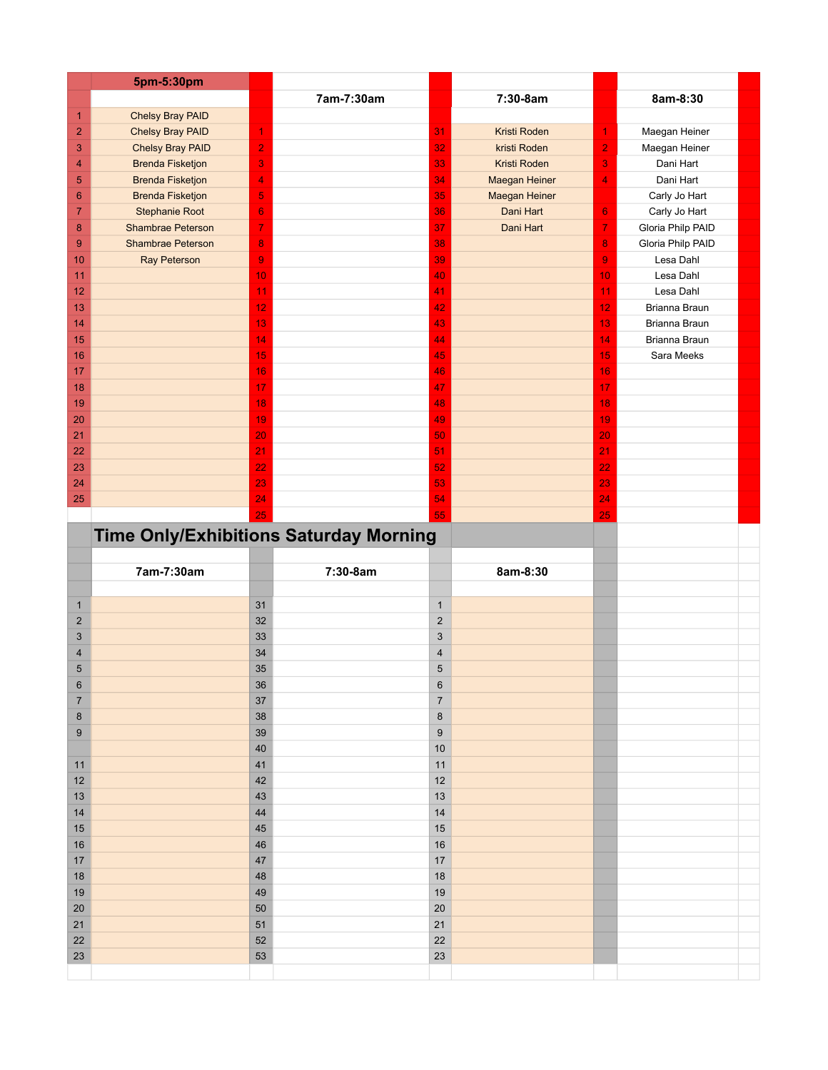| | 5pm-5:30pm | | | | | | |
|---|---|---|---|---|---|---|---|
| | | | 7am-7:30am | | 7:30-8am | | 8am-8:30 |
| 1 | Chelsy Bray PAID | | | | | | |
| 2 | Chelsy Bray PAID | 1 | | 31 | Kristi Roden | 1 | Maegan Heiner |
| 3 | Chelsy Bray PAID | 2 | | 32 | kristi Roden | 2 | Maegan Heiner |
| 4 | Brenda Fisketjon | 3 | | 33 | Kristi Roden | 3 | Dani Hart |
| 5 | Brenda Fisketjon | 4 | | 34 | Maegan Heiner | 4 | Dani Hart |
| 6 | Brenda Fisketjon | 5 | | 35 | Maegan Heiner | | Carly Jo Hart |
| 7 | Stephanie Root | 6 | | 36 | Dani Hart | 6 | Carly Jo Hart |
| 8 | Shambrae Peterson | 7 | | 37 | Dani Hart | 7 | Gloria Philp PAID |
| 9 | Shambrae Peterson | 8 | | 38 | | 8 | Gloria Philp PAID |
| 10 | Ray Peterson | 9 | | 39 | | 9 | Lesa Dahl |
| 11 | | 10 | | 40 | | 10 | Lesa Dahl |
| 12 | | 11 | | 41 | | 11 | Lesa Dahl |
| 13 | | 12 | | 42 | | 12 | Brianna Braun |
| 14 | | 13 | | 43 | | 13 | Brianna Braun |
| 15 | | 14 | | 44 | | 14 | Brianna Braun |
| 16 | | 15 | | 45 | | 15 | Sara Meeks |
| 17 | | 16 | | 46 | | 16 | |
| 18 | | 17 | | 47 | | 17 | |
| 19 | | 18 | | 48 | | 18 | |
| 20 | | 19 | | 49 | | 19 | |
| 21 | | 20 | | 50 | | 20 | |
| 22 | | 21 | | 51 | | 21 | |
| 23 | | 22 | | 52 | | 22 | |
| 24 | | 23 | | 53 | | 23 | |
| 25 | | 24 | | 54 | | 24 | |
| | | 25 | | 55 | | 25 | |

## Time Only/Exhibitions Saturday Morning

| | 7am-7:30am | | 7:30-8am | | 8am-8:30 |
|---|---|---|---|---|---|
| 1 | | 31 | | 1 | |
| 2 | | 32 | | 2 | |
| 3 | | 33 | | 3 | |
| 4 | | 34 | | 4 | |
| 5 | | 35 | | 5 | |
| 6 | | 36 | | 6 | |
| 7 | | 37 | | 7 | |
| 8 | | 38 | | 8 | |
| 9 | | 39 | | 9 | |
| | | 40 | | 10 | |
| 11 | | 41 | | 11 | |
| 12 | | 42 | | 12 | |
| 13 | | 43 | | 13 | |
| 14 | | 44 | | 14 | |
| 15 | | 45 | | 15 | |
| 16 | | 46 | | 16 | |
| 17 | | 47 | | 17 | |
| 18 | | 48 | | 18 | |
| 19 | | 49 | | 19 | |
| 20 | | 50 | | 20 | |
| 21 | | 51 | | 21 | |
| 22 | | 52 | | 22 | |
| 23 | | 53 | | 23 | |